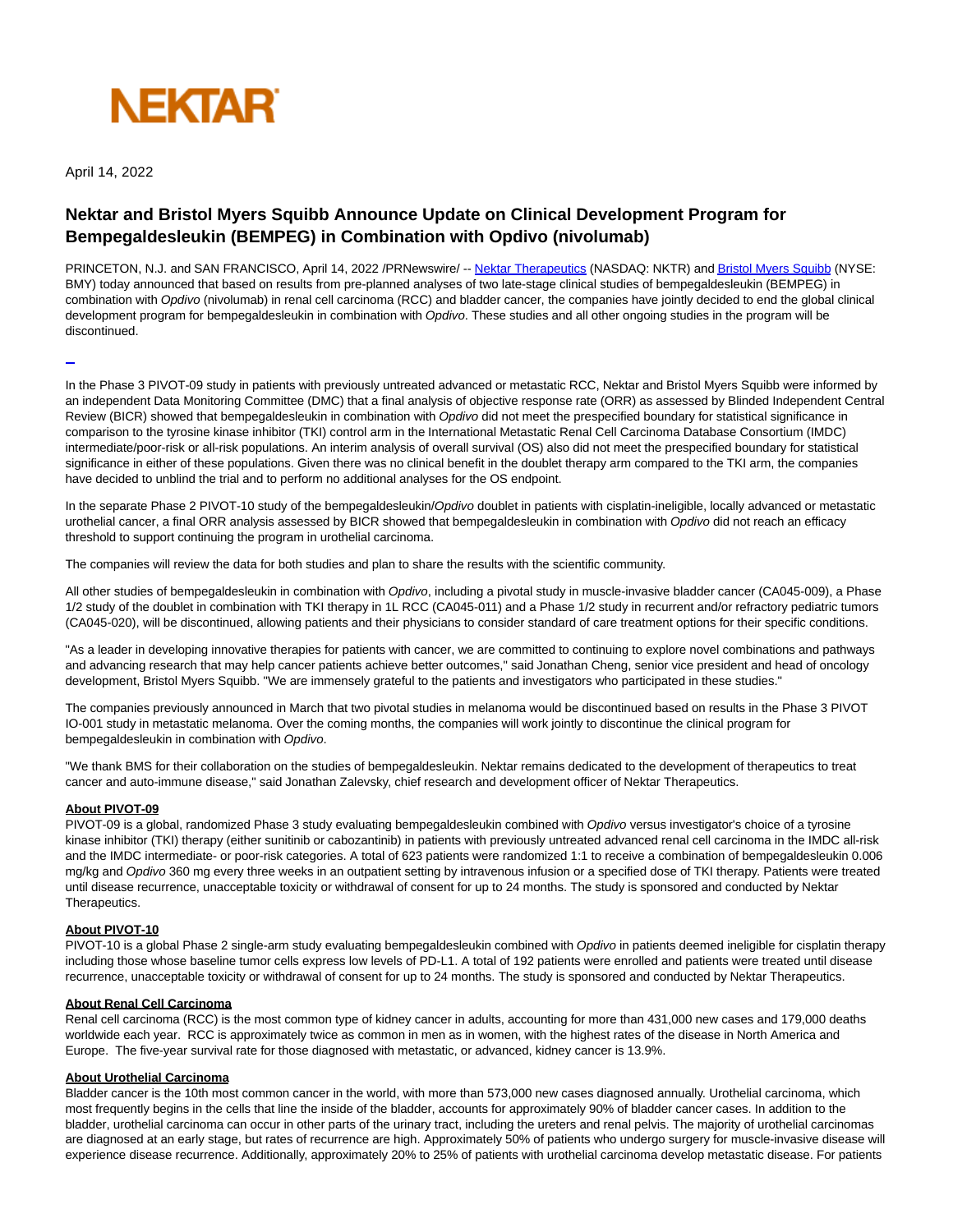NEKTAR

April 14, 2022

# Nektar and Bristol Myers Squibb Announce Update on Clinical Development Program for Bempegaldesleukin (BEMPEG) in Combination with Opdivo (nivolumab)

PRINCETON, N.J. and SAN FRANCISCO, April 14, 2022 /PRNewswire/ -- Nektar Therapeutics (NASDAQ: NKTR) and Bristol Myers Squibb (NYSE: BMY) today announced that based on results from pre-planned analyses of two late-stage clinical studies of bempegaldesleukin (BEMPEG) in combination with *Opdivo* (nivolumab) in renal cell carcinoma (RCC) and bladder cancer, the companies have jointly decided to end the global clinical development program for bempegaldesleukin in combination with *Opdivo*. These studies and all other ongoing studies in the program will be discontinued.

In the Phase 3 PIVOT-09 study in patients with previously untreated advanced or metastatic RCC, Nektar and Bristol Myers Squibb were informed by an independent Data Monitoring Committee (DMC) that a final analysis of objective response rate (ORR) as assessed by Blinded Independent Central Review (BICR) showed that bempegaldesleukin in combination with *Opdivo* did not meet the prespecified boundary for statistical significance in comparison to the tyrosine kinase inhibitor (TKI) control arm in the International Metastatic Renal Cell Carcinoma Database Consortium (IMDC) intermediate/poor-risk or all-risk populations. An interim analysis of overall survival (OS) also did not meet the prespecified boundary for statistical significance in either of these populations. Given there was no clinical benefit in the doublet therapy arm compared to the TKI arm, the companies have decided to unblind the trial and to perform no additional analyses for the OS endpoint.

In the separate Phase 2 PIVOT-10 study of the bempegaldesleukin/*Opdivo* doublet in patients with cisplatin-ineligible, locally advanced or metastatic urothelial cancer, a final ORR analysis assessed by BICR showed that bempegaldesleukin in combination with *Opdivo* did not reach an efficacy threshold to support continuing the program in urothelial carcinoma.

The companies will review the data for both studies and plan to share the results with the scientific community.

All other studies of bempegaldesleukin in combination with *Opdivo*, including a pivotal study in muscle-invasive bladder cancer (CA045-009), a Phase 1/2 study of the doublet in combination with TKI therapy in 1L RCC (CA045-011) and a Phase 1/2 study in recurrent and/or refractory pediatric tumors (CA045-020), will be discontinued, allowing patients and their physicians to consider standard of care treatment options for their specific conditions.

"As a leader in developing innovative therapies for patients with cancer, we are committed to continuing to explore novel combinations and pathways and advancing research that may help cancer patients achieve better outcomes," said Jonathan Cheng, senior vice president and head of oncology development, Bristol Myers Squibb. "We are immensely grateful to the patients and investigators who participated in these studies."

The companies previously announced in March that two pivotal studies in melanoma would be discontinued based on results in the Phase 3 PIVOT IO-001 study in metastatic melanoma. Over the coming months, the companies will work jointly to discontinue the clinical program for bempegaldesleukin in combination with *Opdivo*.

"We thank BMS for their collaboration on the studies of bempegaldesleukin. Nektar remains dedicated to the development of therapeutics to treat cancer and auto-immune disease," said Jonathan Zalevsky, chief research and development officer of Nektar Therapeutics.

**About PIVOT-09**

PIVOT-09 is a global, randomized Phase 3 study evaluating bempegaldesleukin combined with *Opdivo* versus investigator's choice of a tyrosine kinase inhibitor (TKI) therapy (either sunitinib or cabozantinib) in patients with previously untreated advanced renal cell carcinoma in the IMDC all-risk and the IMDC intermediate- or poor-risk categories. A total of 623 patients were randomized 1:1 to receive a combination of bempegaldesleukin 0.006 mg/kg and *Opdivo* 360 mg every three weeks in an outpatient setting by intravenous infusion or a specified dose of TKI therapy. Patients were treated until disease recurrence, unacceptable toxicity or withdrawal of consent for up to 24 months. The study is sponsored and conducted by Nektar Therapeutics.

**About PIVOT-10**

PIVOT-10 is a global Phase 2 single-arm study evaluating bempegaldesleukin combined with *Opdivo* in patients deemed ineligible for cisplatin therapy including those whose baseline tumor cells express low levels of PD-L1. A total of 192 patients were enrolled and patients were treated until disease recurrence, unacceptable toxicity or withdrawal of consent for up to 24 months. The study is sponsored and conducted by Nektar Therapeutics.

**About Renal Cell Carcinoma**

Renal cell carcinoma (RCC) is the most common type of kidney cancer in adults, accounting for more than 431,000 new cases and 179,000 deaths worldwide each year. RCC is approximately twice as common in men as in women, with the highest rates of the disease in North America and Europe. The five-year survival rate for those diagnosed with metastatic, or advanced, kidney cancer is 13.9%.

**About Urothelial Carcinoma**

Bladder cancer is the 10th most common cancer in the world, with more than 573,000 new cases diagnosed annually. Urothelial carcinoma, which most frequently begins in the cells that line the inside of the bladder, accounts for approximately 90% of bladder cancer cases. In addition to the bladder, urothelial carcinoma can occur in other parts of the urinary tract, including the ureters and renal pelvis. The majority of urothelial carcinomas are diagnosed at an early stage, but rates of recurrence are high. Approximately 50% of patients who undergo surgery for muscle-invasive disease will experience disease recurrence. Additionally, approximately 20% to 25% of patients with urothelial carcinoma develop metastatic disease. For patients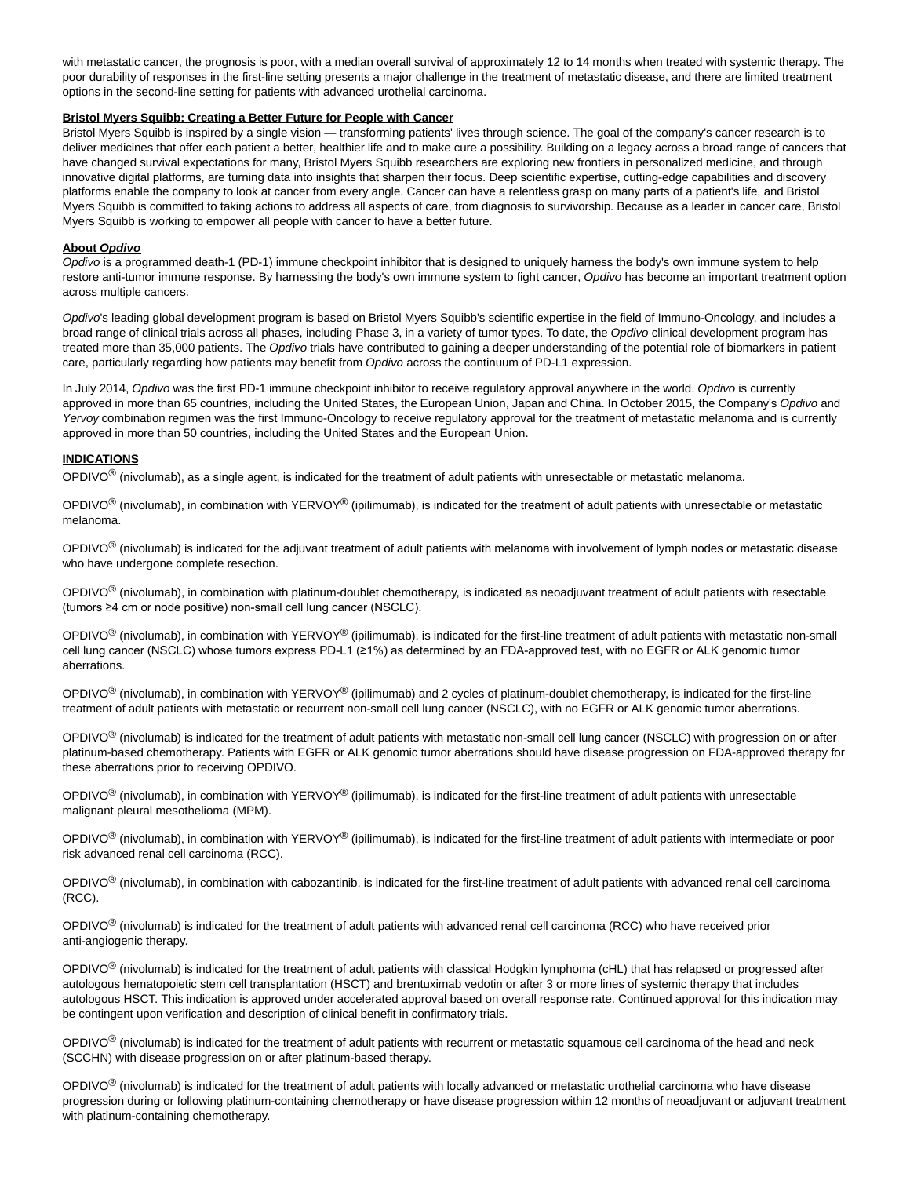with metastatic cancer, the prognosis is poor, with a median overall survival of approximately 12 to 14 months when treated with systemic therapy. The poor durability of responses in the first-line setting presents a major challenge in the treatment of metastatic disease, and there are limited treatment options in the second-line setting for patients with advanced urothelial carcinoma.

**Bristol Myers Squibb: Creating a Better Future for People with Cancer**

Bristol Myers Squibb is inspired by a single vision — transforming patients' lives through science. The goal of the company's cancer research is to deliver medicines that offer each patient a better, healthier life and to make cure a possibility. Building on a legacy across a broad range of cancers that have changed survival expectations for many, Bristol Myers Squibb researchers are exploring new frontiers in personalized medicine, and through innovative digital platforms, are turning data into insights that sharpen their focus. Deep scientific expertise, cutting-edge capabilities and discovery platforms enable the company to look at cancer from every angle. Cancer can have a relentless grasp on many parts of a patient's life, and Bristol Myers Squibb is committed to taking actions to address all aspects of care, from diagnosis to survivorship. Because as a leader in cancer care, Bristol Myers Squibb is working to empower all people with cancer to have a better future.

**About *Opdivo***

*Opdivo* is a programmed death-1 (PD-1) immune checkpoint inhibitor that is designed to uniquely harness the body's own immune system to help restore anti-tumor immune response. By harnessing the body's own immune system to fight cancer, *Opdivo* has become an important treatment option across multiple cancers.

*Opdivo*'s leading global development program is based on Bristol Myers Squibb's scientific expertise in the field of Immuno-Oncology, and includes a broad range of clinical trials across all phases, including Phase 3, in a variety of tumor types. To date, the *Opdivo* clinical development program has treated more than 35,000 patients. The *Opdivo* trials have contributed to gaining a deeper understanding of the potential role of biomarkers in patient care, particularly regarding how patients may benefit from *Opdivo* across the continuum of PD-L1 expression.

In July 2014, *Opdivo* was the first PD-1 immune checkpoint inhibitor to receive regulatory approval anywhere in the world. *Opdivo* is currently approved in more than 65 countries, including the United States, the European Union, Japan and China. In October 2015, the Company's *Opdivo* and *Yervoy* combination regimen was the first Immuno-Oncology to receive regulatory approval for the treatment of metastatic melanoma and is currently approved in more than 50 countries, including the United States and the European Union.

**INDICATIONS**

OPDIVO® (nivolumab), as a single agent, is indicated for the treatment of adult patients with unresectable or metastatic melanoma.

OPDIVO® (nivolumab), in combination with YERVOY® (ipilimumab), is indicated for the treatment of adult patients with unresectable or metastatic melanoma.

OPDIVO® (nivolumab) is indicated for the adjuvant treatment of adult patients with melanoma with involvement of lymph nodes or metastatic disease who have undergone complete resection.

OPDIVO® (nivolumab), in combination with platinum-doublet chemotherapy, is indicated as neoadjuvant treatment of adult patients with resectable (tumors ≥4 cm or node positive) non-small cell lung cancer (NSCLC).

OPDIVO® (nivolumab), in combination with YERVOY® (ipilimumab), is indicated for the first-line treatment of adult patients with metastatic non-small cell lung cancer (NSCLC) whose tumors express PD-L1 (≥1%) as determined by an FDA-approved test, with no EGFR or ALK genomic tumor aberrations.

OPDIVO® (nivolumab), in combination with YERVOY® (ipilimumab) and 2 cycles of platinum-doublet chemotherapy, is indicated for the first-line treatment of adult patients with metastatic or recurrent non-small cell lung cancer (NSCLC), with no EGFR or ALK genomic tumor aberrations.

OPDIVO® (nivolumab) is indicated for the treatment of adult patients with metastatic non-small cell lung cancer (NSCLC) with progression on or after platinum-based chemotherapy. Patients with EGFR or ALK genomic tumor aberrations should have disease progression on FDA-approved therapy for these aberrations prior to receiving OPDIVO.

OPDIVO® (nivolumab), in combination with YERVOY® (ipilimumab), is indicated for the first-line treatment of adult patients with unresectable malignant pleural mesothelioma (MPM).

OPDIVO® (nivolumab), in combination with YERVOY® (ipilimumab), is indicated for the first-line treatment of adult patients with intermediate or poor risk advanced renal cell carcinoma (RCC).

OPDIVO® (nivolumab), in combination with cabozantinib, is indicated for the first-line treatment of adult patients with advanced renal cell carcinoma (RCC).

OPDIVO® (nivolumab) is indicated for the treatment of adult patients with advanced renal cell carcinoma (RCC) who have received prior anti-angiogenic therapy.

OPDIVO® (nivolumab) is indicated for the treatment of adult patients with classical Hodgkin lymphoma (cHL) that has relapsed or progressed after autologous hematopoietic stem cell transplantation (HSCT) and brentuximab vedotin or after 3 or more lines of systemic therapy that includes autologous HSCT. This indication is approved under accelerated approval based on overall response rate. Continued approval for this indication may be contingent upon verification and description of clinical benefit in confirmatory trials.

OPDIVO® (nivolumab) is indicated for the treatment of adult patients with recurrent or metastatic squamous cell carcinoma of the head and neck (SCCHN) with disease progression on or after platinum-based therapy.

OPDIVO® (nivolumab) is indicated for the treatment of adult patients with locally advanced or metastatic urothelial carcinoma who have disease progression during or following platinum-containing chemotherapy or have disease progression within 12 months of neoadjuvant or adjuvant treatment with platinum-containing chemotherapy.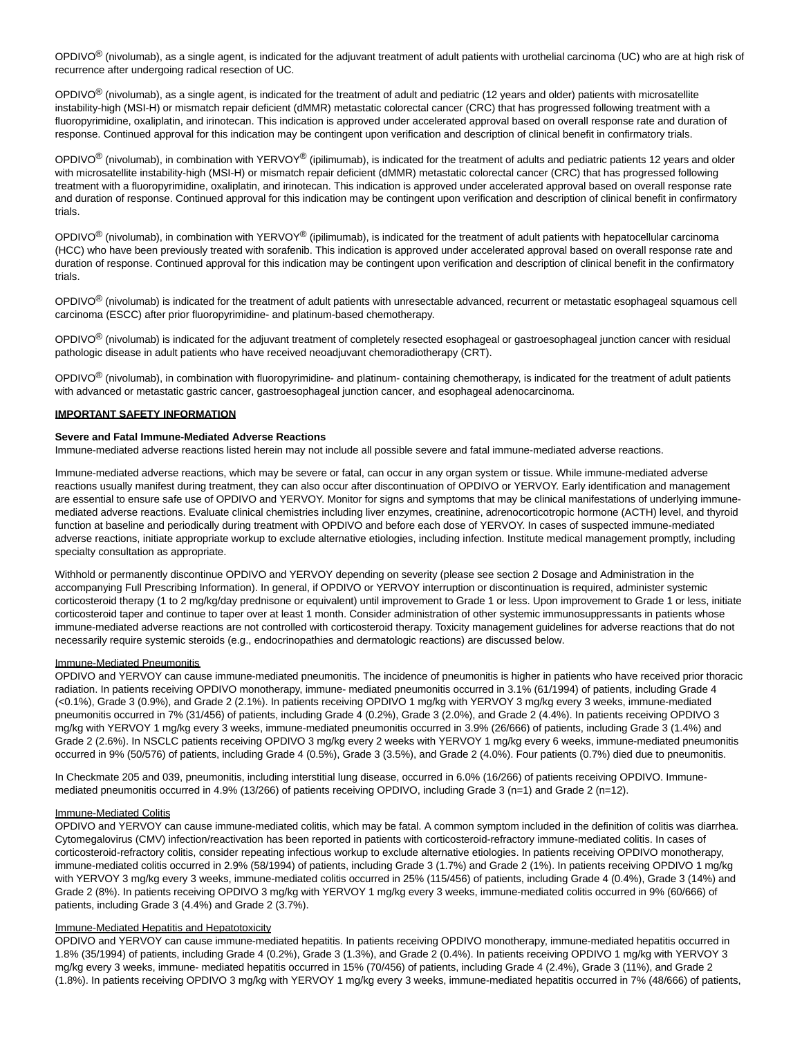OPDIVO® (nivolumab), as a single agent, is indicated for the adjuvant treatment of adult patients with urothelial carcinoma (UC) who are at high risk of recurrence after undergoing radical resection of UC.

OPDIVO® (nivolumab), as a single agent, is indicated for the treatment of adult and pediatric (12 years and older) patients with microsatellite instability-high (MSI-H) or mismatch repair deficient (dMMR) metastatic colorectal cancer (CRC) that has progressed following treatment with a fluoropyrimidine, oxaliplatin, and irinotecan. This indication is approved under accelerated approval based on overall response rate and duration of response. Continued approval for this indication may be contingent upon verification and description of clinical benefit in confirmatory trials.

OPDIVO® (nivolumab), in combination with YERVOY® (ipilimumab), is indicated for the treatment of adults and pediatric patients 12 years and older with microsatellite instability-high (MSI-H) or mismatch repair deficient (dMMR) metastatic colorectal cancer (CRC) that has progressed following treatment with a fluoropyrimidine, oxaliplatin, and irinotecan. This indication is approved under accelerated approval based on overall response rate and duration of response. Continued approval for this indication may be contingent upon verification and description of clinical benefit in confirmatory trials.

OPDIVO® (nivolumab), in combination with YERVOY® (ipilimumab), is indicated for the treatment of adult patients with hepatocellular carcinoma (HCC) who have been previously treated with sorafenib. This indication is approved under accelerated approval based on overall response rate and duration of response. Continued approval for this indication may be contingent upon verification and description of clinical benefit in the confirmatory trials.

OPDIVO® (nivolumab) is indicated for the treatment of adult patients with unresectable advanced, recurrent or metastatic esophageal squamous cell carcinoma (ESCC) after prior fluoropyrimidine- and platinum-based chemotherapy.

OPDIVO® (nivolumab) is indicated for the adjuvant treatment of completely resected esophageal or gastroesophageal junction cancer with residual pathologic disease in adult patients who have received neoadjuvant chemoradiotherapy (CRT).

OPDIVO® (nivolumab), in combination with fluoropyrimidine- and platinum- containing chemotherapy, is indicated for the treatment of adult patients with advanced or metastatic gastric cancer, gastroesophageal junction cancer, and esophageal adenocarcinoma.

## IMPORTANT SAFETY INFORMATION

**Severe and Fatal Immune-Mediated Adverse Reactions**

Immune-mediated adverse reactions listed herein may not include all possible severe and fatal immune-mediated adverse reactions.

Immune-mediated adverse reactions, which may be severe or fatal, can occur in any organ system or tissue. While immune-mediated adverse reactions usually manifest during treatment, they can also occur after discontinuation of OPDIVO or YERVOY. Early identification and management are essential to ensure safe use of OPDIVO and YERVOY. Monitor for signs and symptoms that may be clinical manifestations of underlying immune-mediated adverse reactions. Evaluate clinical chemistries including liver enzymes, creatinine, adrenocorticotropic hormone (ACTH) level, and thyroid function at baseline and periodically during treatment with OPDIVO and before each dose of YERVOY. In cases of suspected immune-mediated adverse reactions, initiate appropriate workup to exclude alternative etiologies, including infection. Institute medical management promptly, including specialty consultation as appropriate.

Withhold or permanently discontinue OPDIVO and YERVOY depending on severity (please see section 2 Dosage and Administration in the accompanying Full Prescribing Information). In general, if OPDIVO or YERVOY interruption or discontinuation is required, administer systemic corticosteroid therapy (1 to 2 mg/kg/day prednisone or equivalent) until improvement to Grade 1 or less. Upon improvement to Grade 1 or less, initiate corticosteroid taper and continue to taper over at least 1 month. Consider administration of other systemic immunosuppressants in patients whose immune-mediated adverse reactions are not controlled with corticosteroid therapy. Toxicity management guidelines for adverse reactions that do not necessarily require systemic steroids (e.g., endocrinopathies and dermatologic reactions) are discussed below.

Immune-Mediated Pneumonitis

OPDIVO and YERVOY can cause immune-mediated pneumonitis. The incidence of pneumonitis is higher in patients who have received prior thoracic radiation. In patients receiving OPDIVO monotherapy, immune- mediated pneumonitis occurred in 3.1% (61/1994) of patients, including Grade 4 (<0.1%), Grade 3 (0.9%), and Grade 2 (2.1%). In patients receiving OPDIVO 1 mg/kg with YERVOY 3 mg/kg every 3 weeks, immune-mediated pneumonitis occurred in 7% (31/456) of patients, including Grade 4 (0.2%), Grade 3 (2.0%), and Grade 2 (4.4%). In patients receiving OPDIVO 3 mg/kg with YERVOY 1 mg/kg every 3 weeks, immune-mediated pneumonitis occurred in 3.9% (26/666) of patients, including Grade 3 (1.4%) and Grade 2 (2.6%). In NSCLC patients receiving OPDIVO 3 mg/kg every 2 weeks with YERVOY 1 mg/kg every 6 weeks, immune-mediated pneumonitis occurred in 9% (50/576) of patients, including Grade 4 (0.5%), Grade 3 (3.5%), and Grade 2 (4.0%). Four patients (0.7%) died due to pneumonitis.

In Checkmate 205 and 039, pneumonitis, including interstitial lung disease, occurred in 6.0% (16/266) of patients receiving OPDIVO. Immune-mediated pneumonitis occurred in 4.9% (13/266) of patients receiving OPDIVO, including Grade 3 (n=1) and Grade 2 (n=12).

Immune-Mediated Colitis

OPDIVO and YERVOY can cause immune-mediated colitis, which may be fatal. A common symptom included in the definition of colitis was diarrhea. Cytomegalovirus (CMV) infection/reactivation has been reported in patients with corticosteroid-refractory immune-mediated colitis. In cases of corticosteroid-refractory colitis, consider repeating infectious workup to exclude alternative etiologies. In patients receiving OPDIVO monotherapy, immune-mediated colitis occurred in 2.9% (58/1994) of patients, including Grade 3 (1.7%) and Grade 2 (1%). In patients receiving OPDIVO 1 mg/kg with YERVOY 3 mg/kg every 3 weeks, immune-mediated colitis occurred in 25% (115/456) of patients, including Grade 4 (0.4%), Grade 3 (14%) and Grade 2 (8%). In patients receiving OPDIVO 3 mg/kg with YERVOY 1 mg/kg every 3 weeks, immune-mediated colitis occurred in 9% (60/666) of patients, including Grade 3 (4.4%) and Grade 2 (3.7%).

Immune-Mediated Hepatitis and Hepatotoxicity

OPDIVO and YERVOY can cause immune-mediated hepatitis. In patients receiving OPDIVO monotherapy, immune-mediated hepatitis occurred in 1.8% (35/1994) of patients, including Grade 4 (0.2%), Grade 3 (1.3%), and Grade 2 (0.4%). In patients receiving OPDIVO 1 mg/kg with YERVOY 3 mg/kg every 3 weeks, immune- mediated hepatitis occurred in 15% (70/456) of patients, including Grade 4 (2.4%), Grade 3 (11%), and Grade 2 (1.8%). In patients receiving OPDIVO 3 mg/kg with YERVOY 1 mg/kg every 3 weeks, immune-mediated hepatitis occurred in 7% (48/666) of patients,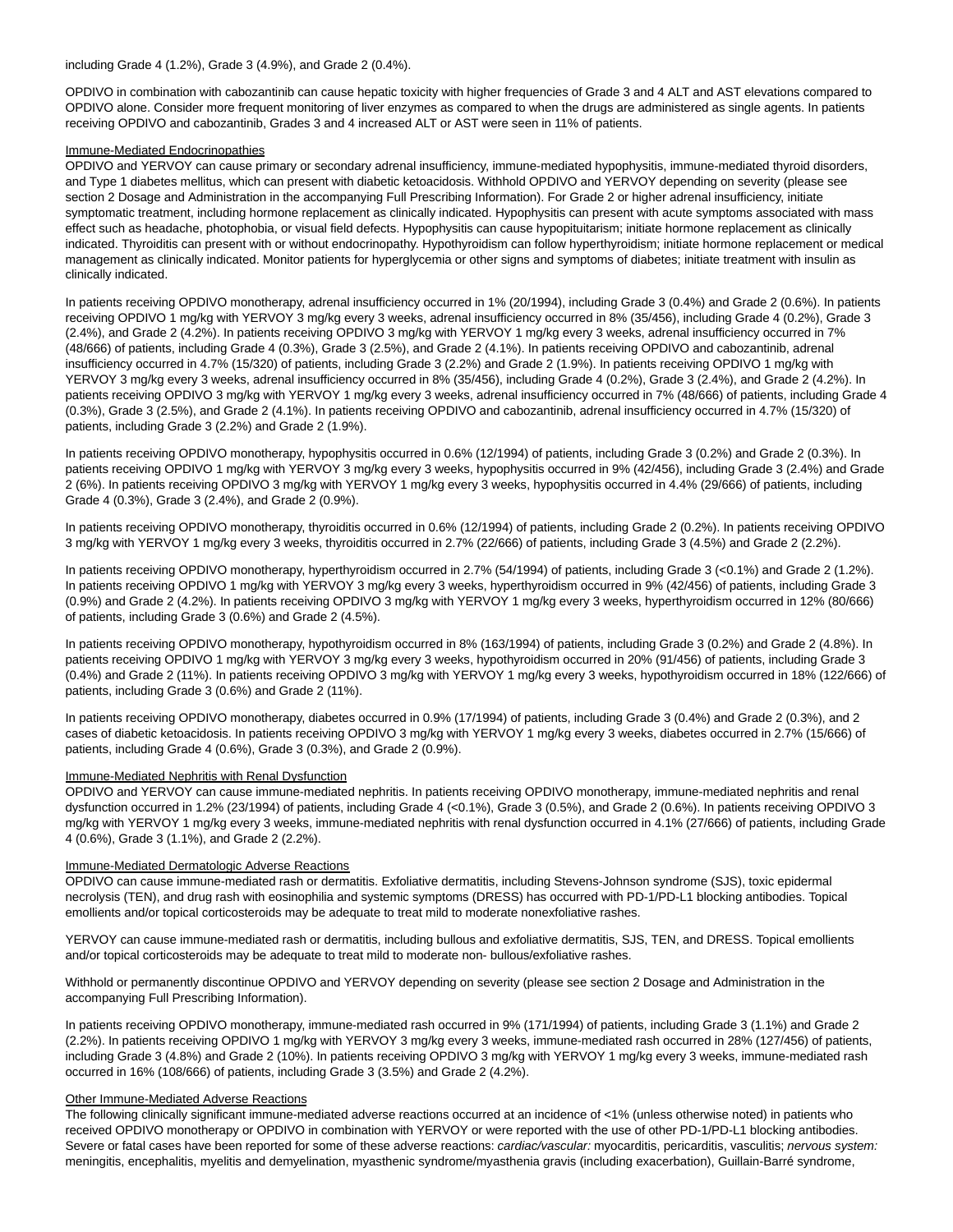including Grade 4 (1.2%), Grade 3 (4.9%), and Grade 2 (0.4%).

OPDIVO in combination with cabozantinib can cause hepatic toxicity with higher frequencies of Grade 3 and 4 ALT and AST elevations compared to OPDIVO alone. Consider more frequent monitoring of liver enzymes as compared to when the drugs are administered as single agents. In patients receiving OPDIVO and cabozantinib, Grades 3 and 4 increased ALT or AST were seen in 11% of patients.

Immune-Mediated Endocrinopathies

OPDIVO and YERVOY can cause primary or secondary adrenal insufficiency, immune-mediated hypophysitis, immune-mediated thyroid disorders, and Type 1 diabetes mellitus, which can present with diabetic ketoacidosis. Withhold OPDIVO and YERVOY depending on severity (please see section 2 Dosage and Administration in the accompanying Full Prescribing Information). For Grade 2 or higher adrenal insufficiency, initiate symptomatic treatment, including hormone replacement as clinically indicated. Hypophysitis can present with acute symptoms associated with mass effect such as headache, photophobia, or visual field defects. Hypophysitis can cause hypopituitarism; initiate hormone replacement as clinically indicated. Thyroiditis can present with or without endocrinopathy. Hypothyroidism can follow hyperthyroidism; initiate hormone replacement or medical management as clinically indicated. Monitor patients for hyperglycemia or other signs and symptoms of diabetes; initiate treatment with insulin as clinically indicated.

In patients receiving OPDIVO monotherapy, adrenal insufficiency occurred in 1% (20/1994), including Grade 3 (0.4%) and Grade 2 (0.6%). In patients receiving OPDIVO 1 mg/kg with YERVOY 3 mg/kg every 3 weeks, adrenal insufficiency occurred in 8% (35/456), including Grade 4 (0.2%), Grade 3 (2.4%), and Grade 2 (4.2%). In patients receiving OPDIVO 3 mg/kg with YERVOY 1 mg/kg every 3 weeks, adrenal insufficiency occurred in 7% (48/666) of patients, including Grade 4 (0.3%), Grade 3 (2.5%), and Grade 2 (4.1%). In patients receiving OPDIVO and cabozantinib, adrenal insufficiency occurred in 4.7% (15/320) of patients, including Grade 3 (2.2%) and Grade 2 (1.9%). In patients receiving OPDIVO 1 mg/kg with YERVOY 3 mg/kg every 3 weeks, adrenal insufficiency occurred in 8% (35/456), including Grade 4 (0.2%), Grade 3 (2.4%), and Grade 2 (4.2%). In patients receiving OPDIVO 3 mg/kg with YERVOY 1 mg/kg every 3 weeks, adrenal insufficiency occurred in 7% (48/666) of patients, including Grade 4 (0.3%), Grade 3 (2.5%), and Grade 2 (4.1%). In patients receiving OPDIVO and cabozantinib, adrenal insufficiency occurred in 4.7% (15/320) of patients, including Grade 3 (2.2%) and Grade 2 (1.9%).

In patients receiving OPDIVO monotherapy, hypophysitis occurred in 0.6% (12/1994) of patients, including Grade 3 (0.2%) and Grade 2 (0.3%). In patients receiving OPDIVO 1 mg/kg with YERVOY 3 mg/kg every 3 weeks, hypophysitis occurred in 9% (42/456), including Grade 3 (2.4%) and Grade 2 (6%). In patients receiving OPDIVO 3 mg/kg with YERVOY 1 mg/kg every 3 weeks, hypophysitis occurred in 4.4% (29/666) of patients, including Grade 4 (0.3%), Grade 3 (2.4%), and Grade 2 (0.9%).

In patients receiving OPDIVO monotherapy, thyroiditis occurred in 0.6% (12/1994) of patients, including Grade 2 (0.2%). In patients receiving OPDIVO 3 mg/kg with YERVOY 1 mg/kg every 3 weeks, thyroiditis occurred in 2.7% (22/666) of patients, including Grade 3 (4.5%) and Grade 2 (2.2%).

In patients receiving OPDIVO monotherapy, hyperthyroidism occurred in 2.7% (54/1994) of patients, including Grade 3 (<0.1%) and Grade 2 (1.2%). In patients receiving OPDIVO 1 mg/kg with YERVOY 3 mg/kg every 3 weeks, hyperthyroidism occurred in 9% (42/456) of patients, including Grade 3 (0.9%) and Grade 2 (4.2%). In patients receiving OPDIVO 3 mg/kg with YERVOY 1 mg/kg every 3 weeks, hyperthyroidism occurred in 12% (80/666) of patients, including Grade 3 (0.6%) and Grade 2 (4.5%).

In patients receiving OPDIVO monotherapy, hypothyroidism occurred in 8% (163/1994) of patients, including Grade 3 (0.2%) and Grade 2 (4.8%). In patients receiving OPDIVO 1 mg/kg with YERVOY 3 mg/kg every 3 weeks, hypothyroidism occurred in 20% (91/456) of patients, including Grade 3 (0.4%) and Grade 2 (11%). In patients receiving OPDIVO 3 mg/kg with YERVOY 1 mg/kg every 3 weeks, hypothyroidism occurred in 18% (122/666) of patients, including Grade 3 (0.6%) and Grade 2 (11%).

In patients receiving OPDIVO monotherapy, diabetes occurred in 0.9% (17/1994) of patients, including Grade 3 (0.4%) and Grade 2 (0.3%), and 2 cases of diabetic ketoacidosis. In patients receiving OPDIVO 3 mg/kg with YERVOY 1 mg/kg every 3 weeks, diabetes occurred in 2.7% (15/666) of patients, including Grade 4 (0.6%), Grade 3 (0.3%), and Grade 2 (0.9%).

Immune-Mediated Nephritis with Renal Dysfunction

OPDIVO and YERVOY can cause immune-mediated nephritis. In patients receiving OPDIVO monotherapy, immune-mediated nephritis and renal dysfunction occurred in 1.2% (23/1994) of patients, including Grade 4 (<0.1%), Grade 3 (0.5%), and Grade 2 (0.6%). In patients receiving OPDIVO 3 mg/kg with YERVOY 1 mg/kg every 3 weeks, immune-mediated nephritis with renal dysfunction occurred in 4.1% (27/666) of patients, including Grade 4 (0.6%), Grade 3 (1.1%), and Grade 2 (2.2%).

Immune-Mediated Dermatologic Adverse Reactions

OPDIVO can cause immune-mediated rash or dermatitis. Exfoliative dermatitis, including Stevens-Johnson syndrome (SJS), toxic epidermal necrolysis (TEN), and drug rash with eosinophilia and systemic symptoms (DRESS) has occurred with PD-1/PD-L1 blocking antibodies. Topical emollients and/or topical corticosteroids may be adequate to treat mild to moderate nonexfoliative rashes.

YERVOY can cause immune-mediated rash or dermatitis, including bullous and exfoliative dermatitis, SJS, TEN, and DRESS. Topical emollients and/or topical corticosteroids may be adequate to treat mild to moderate non- bullous/exfoliative rashes.

Withhold or permanently discontinue OPDIVO and YERVOY depending on severity (please see section 2 Dosage and Administration in the accompanying Full Prescribing Information).

In patients receiving OPDIVO monotherapy, immune-mediated rash occurred in 9% (171/1994) of patients, including Grade 3 (1.1%) and Grade 2 (2.2%). In patients receiving OPDIVO 1 mg/kg with YERVOY 3 mg/kg every 3 weeks, immune-mediated rash occurred in 28% (127/456) of patients, including Grade 3 (4.8%) and Grade 2 (10%). In patients receiving OPDIVO 3 mg/kg with YERVOY 1 mg/kg every 3 weeks, immune-mediated rash occurred in 16% (108/666) of patients, including Grade 3 (3.5%) and Grade 2 (4.2%).

Other Immune-Mediated Adverse Reactions

The following clinically significant immune-mediated adverse reactions occurred at an incidence of <1% (unless otherwise noted) in patients who received OPDIVO monotherapy or OPDIVO in combination with YERVOY or were reported with the use of other PD-1/PD-L1 blocking antibodies. Severe or fatal cases have been reported for some of these adverse reactions: *cardiac/vascular:* myocarditis, pericarditis, vasculitis; *nervous system:* meningitis, encephalitis, myelitis and demyelination, myasthenic syndrome/myasthenia gravis (including exacerbation), Guillain-Barré syndrome,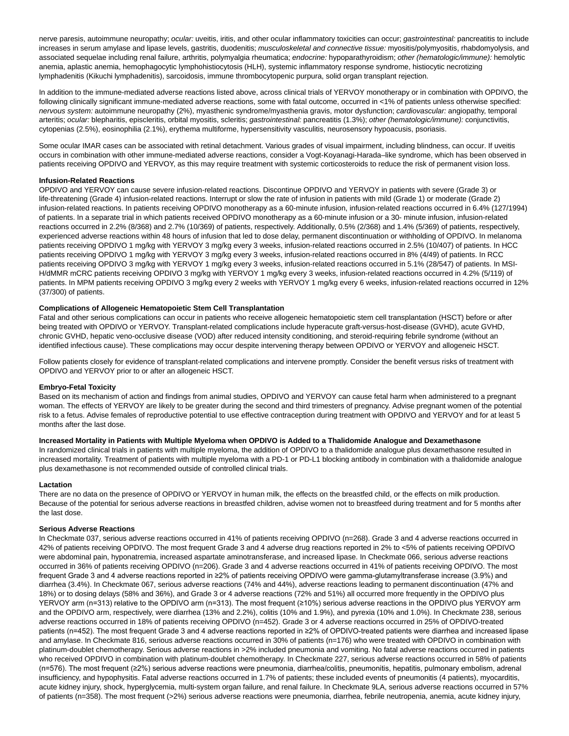nerve paresis, autoimmune neuropathy; *ocular:* uveitis, iritis, and other ocular inflammatory toxicities can occur; *gastrointestinal:* pancreatitis to include increases in serum amylase and lipase levels, gastritis, duodenitis; *musculoskeletal and connective tissue:* myositis/polymyositis, rhabdomyolysis, and associated sequelae including renal failure, arthritis, polymyalgia rheumatica; *endocrine:* hypoparathyroidism; *other (hematologic/immune):* hemolytic anemia, aplastic anemia, hemophagocytic lymphohistiocytosis (HLH), systemic inflammatory response syndrome, histiocytic necrotizing lymphadenitis (Kikuchi lymphadenitis), sarcoidosis, immune thrombocytopenic purpura, solid organ transplant rejection.

In addition to the immune-mediated adverse reactions listed above, across clinical trials of YERVOY monotherapy or in combination with OPDIVO, the following clinically significant immune-mediated adverse reactions, some with fatal outcome, occurred in <1% of patients unless otherwise specified: *nervous system:* autoimmune neuropathy (2%), myasthenic syndrome/myasthenia gravis, motor dysfunction; *cardiovascular:* angiopathy, temporal arteritis; *ocular:* blepharitis, episcleritis, orbital myositis, scleritis; *gastrointestinal:* pancreatitis (1.3%); *other (hematologic/immune):* conjunctivitis, cytopenias (2.5%), eosinophilia (2.1%), erythema multiforme, hypersensitivity vasculitis, neurosensory hypoacusis, psoriasis.

Some ocular IMAR cases can be associated with retinal detachment. Various grades of visual impairment, including blindness, can occur. If uveitis occurs in combination with other immune-mediated adverse reactions, consider a Vogt-Koyanagi-Harada–like syndrome, which has been observed in patients receiving OPDIVO and YERVOY, as this may require treatment with systemic corticosteroids to reduce the risk of permanent vision loss.

**Infusion-Related Reactions**
OPDIVO and YERVOY can cause severe infusion-related reactions. Discontinue OPDIVO and YERVOY in patients with severe (Grade 3) or life-threatening (Grade 4) infusion-related reactions. Interrupt or slow the rate of infusion in patients with mild (Grade 1) or moderate (Grade 2) infusion-related reactions. In patients receiving OPDIVO monotherapy as a 60-minute infusion, infusion-related reactions occurred in 6.4% (127/1994) of patients. In a separate trial in which patients received OPDIVO monotherapy as a 60-minute infusion or a 30- minute infusion, infusion-related reactions occurred in 2.2% (8/368) and 2.7% (10/369) of patients, respectively. Additionally, 0.5% (2/368) and 1.4% (5/369) of patients, respectively, experienced adverse reactions within 48 hours of infusion that led to dose delay, permanent discontinuation or withholding of OPDIVO. In melanoma patients receiving OPDIVO 1 mg/kg with YERVOY 3 mg/kg every 3 weeks, infusion-related reactions occurred in 2.5% (10/407) of patients. In HCC patients receiving OPDIVO 1 mg/kg with YERVOY 3 mg/kg every 3 weeks, infusion-related reactions occurred in 8% (4/49) of patients. In RCC patients receiving OPDIVO 3 mg/kg with YERVOY 1 mg/kg every 3 weeks, infusion-related reactions occurred in 5.1% (28/547) of patients. In MSI-H/dMMR mCRC patients receiving OPDIVO 3 mg/kg with YERVOY 1 mg/kg every 3 weeks, infusion-related reactions occurred in 4.2% (5/119) of patients. In MPM patients receiving OPDIVO 3 mg/kg every 2 weeks with YERVOY 1 mg/kg every 6 weeks, infusion-related reactions occurred in 12% (37/300) of patients.

**Complications of Allogeneic Hematopoietic Stem Cell Transplantation**
Fatal and other serious complications can occur in patients who receive allogeneic hematopoietic stem cell transplantation (HSCT) before or after being treated with OPDIVO or YERVOY. Transplant-related complications include hyperacute graft-versus-host-disease (GVHD), acute GVHD, chronic GVHD, hepatic veno-occlusive disease (VOD) after reduced intensity conditioning, and steroid-requiring febrile syndrome (without an identified infectious cause). These complications may occur despite intervening therapy between OPDIVO or YERVOY and allogeneic HSCT.

Follow patients closely for evidence of transplant-related complications and intervene promptly. Consider the benefit versus risks of treatment with OPDIVO and YERVOY prior to or after an allogeneic HSCT.

**Embryo-Fetal Toxicity**
Based on its mechanism of action and findings from animal studies, OPDIVO and YERVOY can cause fetal harm when administered to a pregnant woman. The effects of YERVOY are likely to be greater during the second and third trimesters of pregnancy. Advise pregnant women of the potential risk to a fetus. Advise females of reproductive potential to use effective contraception during treatment with OPDIVO and YERVOY and for at least 5 months after the last dose.

**Increased Mortality in Patients with Multiple Myeloma when OPDIVO is Added to a Thalidomide Analogue and Dexamethasone**
In randomized clinical trials in patients with multiple myeloma, the addition of OPDIVO to a thalidomide analogue plus dexamethasone resulted in increased mortality. Treatment of patients with multiple myeloma with a PD-1 or PD-L1 blocking antibody in combination with a thalidomide analogue plus dexamethasone is not recommended outside of controlled clinical trials.

**Lactation**
There are no data on the presence of OPDIVO or YERVOY in human milk, the effects on the breastfed child, or the effects on milk production. Because of the potential for serious adverse reactions in breastfed children, advise women not to breastfeed during treatment and for 5 months after the last dose.

**Serious Adverse Reactions**
In Checkmate 037, serious adverse reactions occurred in 41% of patients receiving OPDIVO (n=268). Grade 3 and 4 adverse reactions occurred in 42% of patients receiving OPDIVO. The most frequent Grade 3 and 4 adverse drug reactions reported in 2% to <5% of patients receiving OPDIVO were abdominal pain, hyponatremia, increased aspartate aminotransferase, and increased lipase. In Checkmate 066, serious adverse reactions occurred in 36% of patients receiving OPDIVO (n=206). Grade 3 and 4 adverse reactions occurred in 41% of patients receiving OPDIVO. The most frequent Grade 3 and 4 adverse reactions reported in ≥2% of patients receiving OPDIVO were gamma-glutamyltransferase increase (3.9%) and diarrhea (3.4%). In Checkmate 067, serious adverse reactions (74% and 44%), adverse reactions leading to permanent discontinuation (47% and 18%) or to dosing delays (58% and 36%), and Grade 3 or 4 adverse reactions (72% and 51%) all occurred more frequently in the OPDIVO plus YERVOY arm (n=313) relative to the OPDIVO arm (n=313). The most frequent (≥10%) serious adverse reactions in the OPDIVO plus YERVOY arm and the OPDIVO arm, respectively, were diarrhea (13% and 2.2%), colitis (10% and 1.9%), and pyrexia (10% and 1.0%). In Checkmate 238, serious adverse reactions occurred in 18% of patients receiving OPDIVO (n=452). Grade 3 or 4 adverse reactions occurred in 25% of OPDIVO-treated patients (n=452). The most frequent Grade 3 and 4 adverse reactions reported in ≥2% of OPDIVO-treated patients were diarrhea and increased lipase and amylase. In Checkmate 816, serious adverse reactions occurred in 30% of patients (n=176) who were treated with OPDIVO in combination with platinum-doublet chemotherapy. Serious adverse reactions in >2% included pneumonia and vomiting. No fatal adverse reactions occurred in patients who received OPDIVO in combination with platinum-doublet chemotherapy. In Checkmate 227, serious adverse reactions occurred in 58% of patients (n=576). The most frequent (≥2%) serious adverse reactions were pneumonia, diarrhea/colitis, pneumonitis, hepatitis, pulmonary embolism, adrenal insufficiency, and hypophysitis. Fatal adverse reactions occurred in 1.7% of patients; these included events of pneumonitis (4 patients), myocarditis, acute kidney injury, shock, hyperglycemia, multi-system organ failure, and renal failure. In Checkmate 9LA, serious adverse reactions occurred in 57% of patients (n=358). The most frequent (>2%) serious adverse reactions were pneumonia, diarrhea, febrile neutropenia, anemia, acute kidney injury,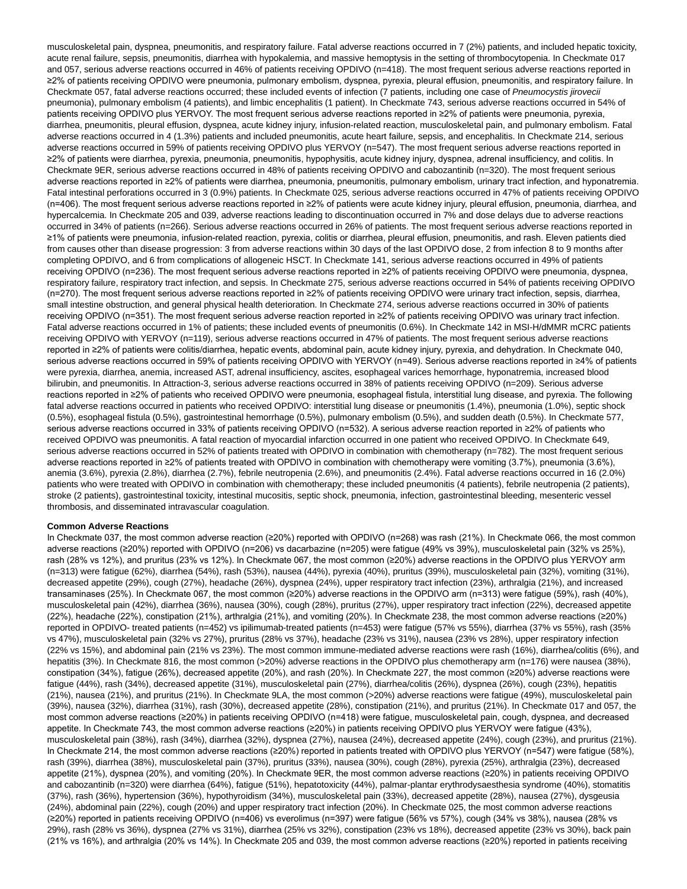musculoskeletal pain, dyspnea, pneumonitis, and respiratory failure. Fatal adverse reactions occurred in 7 (2%) patients, and included hepatic toxicity, acute renal failure, sepsis, pneumonitis, diarrhea with hypokalemia, and massive hemoptysis in the setting of thrombocytopenia. In Checkmate 017 and 057, serious adverse reactions occurred in 46% of patients receiving OPDIVO (n=418). The most frequent serious adverse reactions reported in ≥2% of patients receiving OPDIVO were pneumonia, pulmonary embolism, dyspnea, pyrexia, pleural effusion, pneumonitis, and respiratory failure. In Checkmate 057, fatal adverse reactions occurred; these included events of infection (7 patients, including one case of *Pneumocystis jirovecii* pneumonia), pulmonary embolism (4 patients), and limbic encephalitis (1 patient). In Checkmate 743, serious adverse reactions occurred in 54% of patients receiving OPDIVO plus YERVOY. The most frequent serious adverse reactions reported in ≥2% of patients were pneumonia, pyrexia, diarrhea, pneumonitis, pleural effusion, dyspnea, acute kidney injury, infusion-related reaction, musculoskeletal pain, and pulmonary embolism. Fatal adverse reactions occurred in 4 (1.3%) patients and included pneumonitis, acute heart failure, sepsis, and encephalitis. In Checkmate 214, serious adverse reactions occurred in 59% of patients receiving OPDIVO plus YERVOY (n=547). The most frequent serious adverse reactions reported in ≥2% of patients were diarrhea, pyrexia, pneumonia, pneumonitis, hypophysitis, acute kidney injury, dyspnea, adrenal insufficiency, and colitis. In Checkmate 9ER, serious adverse reactions occurred in 48% of patients receiving OPDIVO and cabozantinib (n=320). The most frequent serious adverse reactions reported in ≥2% of patients were diarrhea, pneumonia, pneumonitis, pulmonary embolism, urinary tract infection, and hyponatremia. Fatal intestinal perforations occurred in 3 (0.9%) patients. In Checkmate 025, serious adverse reactions occurred in 47% of patients receiving OPDIVO (n=406). The most frequent serious adverse reactions reported in ≥2% of patients were acute kidney injury, pleural effusion, pneumonia, diarrhea, and hypercalcemia. In Checkmate 205 and 039, adverse reactions leading to discontinuation occurred in 7% and dose delays due to adverse reactions occurred in 34% of patients (n=266). Serious adverse reactions occurred in 26% of patients. The most frequent serious adverse reactions reported in ≥1% of patients were pneumonia, infusion-related reaction, pyrexia, colitis or diarrhea, pleural effusion, pneumonitis, and rash. Eleven patients died from causes other than disease progression: 3 from adverse reactions within 30 days of the last OPDIVO dose, 2 from infection 8 to 9 months after completing OPDIVO, and 6 from complications of allogeneic HSCT. In Checkmate 141, serious adverse reactions occurred in 49% of patients receiving OPDIVO (n=236). The most frequent serious adverse reactions reported in ≥2% of patients receiving OPDIVO were pneumonia, dyspnea, respiratory failure, respiratory tract infection, and sepsis. In Checkmate 275, serious adverse reactions occurred in 54% of patients receiving OPDIVO (n=270). The most frequent serious adverse reactions reported in ≥2% of patients receiving OPDIVO were urinary tract infection, sepsis, diarrhea, small intestine obstruction, and general physical health deterioration. In Checkmate 274, serious adverse reactions occurred in 30% of patients receiving OPDIVO (n=351). The most frequent serious adverse reaction reported in ≥2% of patients receiving OPDIVO was urinary tract infection. Fatal adverse reactions occurred in 1% of patients; these included events of pneumonitis (0.6%). In Checkmate 142 in MSI-H/dMMR mCRC patients receiving OPDIVO with YERVOY (n=119), serious adverse reactions occurred in 47% of patients. The most frequent serious adverse reactions reported in ≥2% of patients were colitis/diarrhea, hepatic events, abdominal pain, acute kidney injury, pyrexia, and dehydration. In Checkmate 040, serious adverse reactions occurred in 59% of patients receiving OPDIVO with YERVOY (n=49). Serious adverse reactions reported in ≥4% of patients were pyrexia, diarrhea, anemia, increased AST, adrenal insufficiency, ascites, esophageal varices hemorrhage, hyponatremia, increased blood bilirubin, and pneumonitis. In Attraction-3, serious adverse reactions occurred in 38% of patients receiving OPDIVO (n=209). Serious adverse reactions reported in ≥2% of patients who received OPDIVO were pneumonia, esophageal fistula, interstitial lung disease, and pyrexia. The following fatal adverse reactions occurred in patients who received OPDIVO: interstitial lung disease or pneumonitis (1.4%), pneumonia (1.0%), septic shock (0.5%), esophageal fistula (0.5%), gastrointestinal hemorrhage (0.5%), pulmonary embolism (0.5%), and sudden death (0.5%). In Checkmate 577, serious adverse reactions occurred in 33% of patients receiving OPDIVO (n=532). A serious adverse reaction reported in ≥2% of patients who received OPDIVO was pneumonitis. A fatal reaction of myocardial infarction occurred in one patient who received OPDIVO. In Checkmate 649, serious adverse reactions occurred in 52% of patients treated with OPDIVO in combination with chemotherapy (n=782). The most frequent serious adverse reactions reported in ≥2% of patients treated with OPDIVO in combination with chemotherapy were vomiting (3.7%), pneumonia (3.6%), anemia (3.6%), pyrexia (2.8%), diarrhea (2.7%), febrile neutropenia (2.6%), and pneumonitis (2.4%). Fatal adverse reactions occurred in 16 (2.0%) patients who were treated with OPDIVO in combination with chemotherapy; these included pneumonitis (4 patients), febrile neutropenia (2 patients), stroke (2 patients), gastrointestinal toxicity, intestinal mucositis, septic shock, pneumonia, infection, gastrointestinal bleeding, mesenteric vessel thrombosis, and disseminated intravascular coagulation.

**Common Adverse Reactions**

In Checkmate 037, the most common adverse reaction (≥20%) reported with OPDIVO (n=268) was rash (21%). In Checkmate 066, the most common adverse reactions (≥20%) reported with OPDIVO (n=206) vs dacarbazine (n=205) were fatigue (49% vs 39%), musculoskeletal pain (32% vs 25%), rash (28% vs 12%), and pruritus (23% vs 12%). In Checkmate 067, the most common (≥20%) adverse reactions in the OPDIVO plus YERVOY arm (n=313) were fatigue (62%), diarrhea (54%), rash (53%), nausea (44%), pyrexia (40%), pruritus (39%), musculoskeletal pain (32%), vomiting (31%), decreased appetite (29%), cough (27%), headache (26%), dyspnea (24%), upper respiratory tract infection (23%), arthralgia (21%), and increased transaminases (25%). In Checkmate 067, the most common (≥20%) adverse reactions in the OPDIVO arm (n=313) were fatigue (59%), rash (40%), musculoskeletal pain (42%), diarrhea (36%), nausea (30%), cough (28%), pruritus (27%), upper respiratory tract infection (22%), decreased appetite (22%), headache (22%), constipation (21%), arthralgia (21%), and vomiting (20%). In Checkmate 238, the most common adverse reactions (≥20%) reported in OPDIVO- treated patients (n=452) vs ipilimumab-treated patients (n=453) were fatigue (57% vs 55%), diarrhea (37% vs 55%), rash (35% vs 47%), musculoskeletal pain (32% vs 27%), pruritus (28% vs 37%), headache (23% vs 31%), nausea (23% vs 28%), upper respiratory infection (22% vs 15%), and abdominal pain (21% vs 23%). The most common immune-mediated adverse reactions were rash (16%), diarrhea/colitis (6%), and hepatitis (3%). In Checkmate 816, the most common (>20%) adverse reactions in the OPDIVO plus chemotherapy arm (n=176) were nausea (38%), constipation (34%), fatigue (26%), decreased appetite (20%), and rash (20%). In Checkmate 227, the most common (≥20%) adverse reactions were fatigue (44%), rash (34%), decreased appetite (31%), musculoskeletal pain (27%), diarrhea/colitis (26%), dyspnea (26%), cough (23%), hepatitis (21%), nausea (21%), and pruritus (21%). In Checkmate 9LA, the most common (>20%) adverse reactions were fatigue (49%), musculoskeletal pain (39%), nausea (32%), diarrhea (31%), rash (30%), decreased appetite (28%), constipation (21%), and pruritus (21%). In Checkmate 017 and 057, the most common adverse reactions (≥20%) in patients receiving OPDIVO (n=418) were fatigue, musculoskeletal pain, cough, dyspnea, and decreased appetite. In Checkmate 743, the most common adverse reactions (≥20%) in patients receiving OPDIVO plus YERVOY were fatigue (43%), musculoskeletal pain (38%), rash (34%), diarrhea (32%), dyspnea (27%), nausea (24%), decreased appetite (24%), cough (23%), and pruritus (21%). In Checkmate 214, the most common adverse reactions (≥20%) reported in patients treated with OPDIVO plus YERVOY (n=547) were fatigue (58%), rash (39%), diarrhea (38%), musculoskeletal pain (37%), pruritus (33%), nausea (30%), cough (28%), pyrexia (25%), arthralgia (23%), decreased appetite (21%), dyspnea (20%), and vomiting (20%). In Checkmate 9ER, the most common adverse reactions (≥20%) in patients receiving OPDIVO and cabozantinib (n=320) were diarrhea (64%), fatigue (51%), hepatotoxicity (44%), palmar-plantar erythrodysaesthesia syndrome (40%), stomatitis (37%), rash (36%), hypertension (36%), hypothyroidism (34%), musculoskeletal pain (33%), decreased appetite (28%), nausea (27%), dysgeusia (24%), abdominal pain (22%), cough (20%) and upper respiratory tract infection (20%). In Checkmate 025, the most common adverse reactions (≥20%) reported in patients receiving OPDIVO (n=406) vs everolimus (n=397) were fatigue (56% vs 57%), cough (34% vs 38%), nausea (28% vs 29%), rash (28% vs 36%), dyspnea (27% vs 31%), diarrhea (25% vs 32%), constipation (23% vs 18%), decreased appetite (23% vs 30%), back pain (21% vs 16%), and arthralgia (20% vs 14%). In Checkmate 205 and 039, the most common adverse reactions (≥20%) reported in patients receiving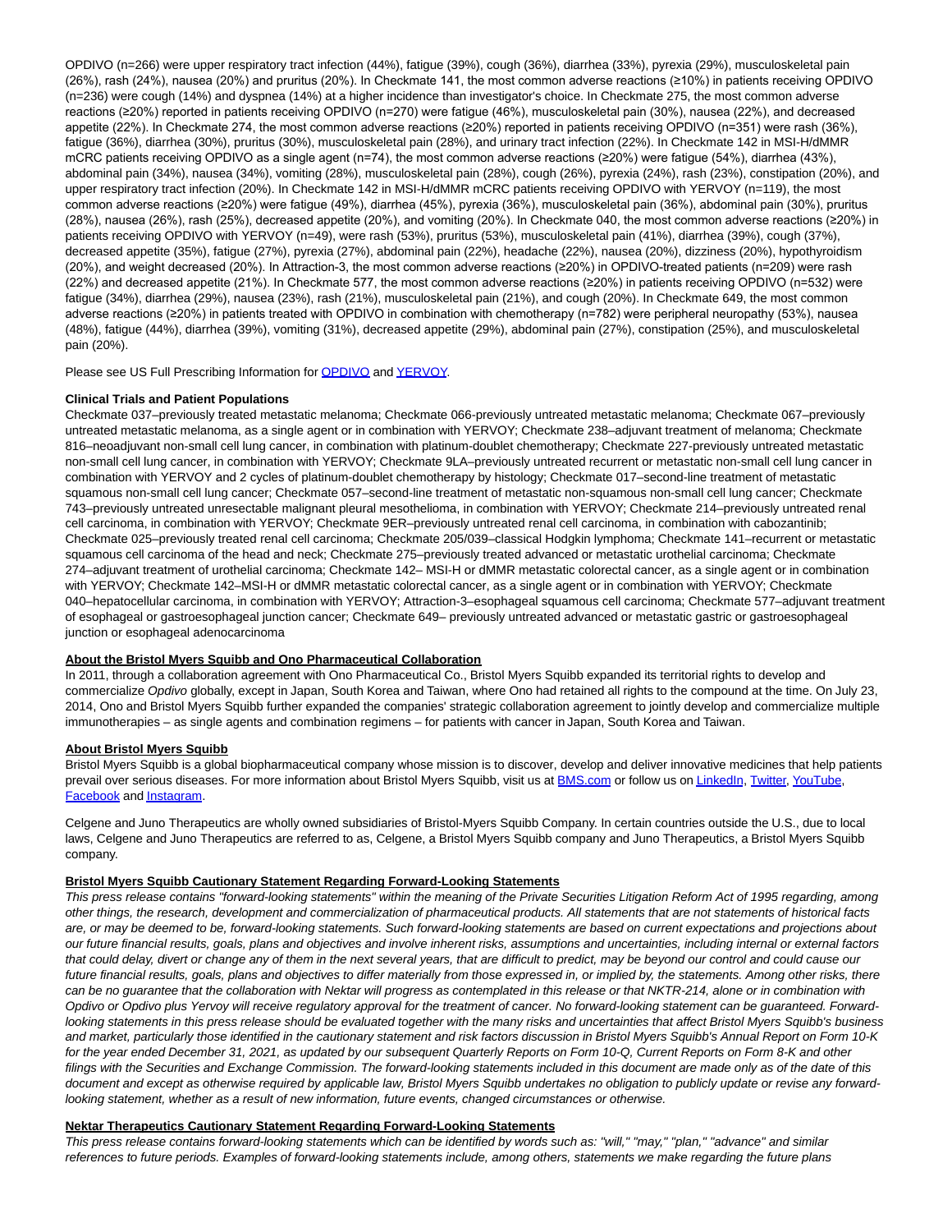OPDIVO (n=266) were upper respiratory tract infection (44%), fatigue (39%), cough (36%), diarrhea (33%), pyrexia (29%), musculoskeletal pain (26%), rash (24%), nausea (20%) and pruritus (20%). In Checkmate 141, the most common adverse reactions (≥10%) in patients receiving OPDIVO (n=236) were cough (14%) and dyspnea (14%) at a higher incidence than investigator's choice. In Checkmate 275, the most common adverse reactions (≥20%) reported in patients receiving OPDIVO (n=270) were fatigue (46%), musculoskeletal pain (30%), nausea (22%), and decreased appetite (22%). In Checkmate 274, the most common adverse reactions (≥20%) reported in patients receiving OPDIVO (n=351) were rash (36%), fatigue (36%), diarrhea (30%), pruritus (30%), musculoskeletal pain (28%), and urinary tract infection (22%). In Checkmate 142 in MSI-H/dMMR mCRC patients receiving OPDIVO as a single agent (n=74), the most common adverse reactions (≥20%) were fatigue (54%), diarrhea (43%), abdominal pain (34%), nausea (34%), vomiting (28%), musculoskeletal pain (28%), cough (26%), pyrexia (24%), rash (23%), constipation (20%), and upper respiratory tract infection (20%). In Checkmate 142 in MSI-H/dMMR mCRC patients receiving OPDIVO with YERVOY (n=119), the most common adverse reactions (≥20%) were fatigue (49%), diarrhea (45%), pyrexia (36%), musculoskeletal pain (36%), abdominal pain (30%), pruritus (28%), nausea (26%), rash (25%), decreased appetite (20%), and vomiting (20%). In Checkmate 040, the most common adverse reactions (≥20%) in patients receiving OPDIVO with YERVOY (n=49), were rash (53%), pruritus (53%), musculoskeletal pain (41%), diarrhea (39%), cough (37%), decreased appetite (35%), fatigue (27%), pyrexia (27%), abdominal pain (22%), headache (22%), nausea (20%), dizziness (20%), hypothyroidism (20%), and weight decreased (20%). In Attraction-3, the most common adverse reactions (≥20%) in OPDIVO-treated patients (n=209) were rash (22%) and decreased appetite (21%). In Checkmate 577, the most common adverse reactions (≥20%) in patients receiving OPDIVO (n=532) were fatigue (34%), diarrhea (29%), nausea (23%), rash (21%), musculoskeletal pain (21%), and cough (20%). In Checkmate 649, the most common adverse reactions (≥20%) in patients treated with OPDIVO in combination with chemotherapy (n=782) were peripheral neuropathy (53%), nausea (48%), fatigue (44%), diarrhea (39%), vomiting (31%), decreased appetite (29%), abdominal pain (27%), constipation (25%), and musculoskeletal pain (20%).

Please see US Full Prescribing Information for OPDIVO and YERVOY.

**Clinical Trials and Patient Populations**

Checkmate 037–previously treated metastatic melanoma; Checkmate 066-previously untreated metastatic melanoma; Checkmate 067–previously untreated metastatic melanoma, as a single agent or in combination with YERVOY; Checkmate 238–adjuvant treatment of melanoma; Checkmate 816–neoadjuvant non-small cell lung cancer, in combination with platinum-doublet chemotherapy; Checkmate 227-previously untreated metastatic non-small cell lung cancer, in combination with YERVOY; Checkmate 9LA–previously untreated recurrent or metastatic non-small cell lung cancer in combination with YERVOY and 2 cycles of platinum-doublet chemotherapy by histology; Checkmate 017–second-line treatment of metastatic squamous non-small cell lung cancer; Checkmate 057–second-line treatment of metastatic non-squamous non-small cell lung cancer; Checkmate 743–previously untreated unresectable malignant pleural mesothelioma, in combination with YERVOY; Checkmate 214–previously untreated renal cell carcinoma, in combination with YERVOY; Checkmate 9ER–previously untreated renal cell carcinoma, in combination with cabozantinib; Checkmate 025–previously treated renal cell carcinoma; Checkmate 205/039–classical Hodgkin lymphoma; Checkmate 141–recurrent or metastatic squamous cell carcinoma of the head and neck; Checkmate 275–previously treated advanced or metastatic urothelial carcinoma; Checkmate 274–adjuvant treatment of urothelial carcinoma; Checkmate 142– MSI-H or dMMR metastatic colorectal cancer, as a single agent or in combination with YERVOY; Checkmate 142–MSI-H or dMMR metastatic colorectal cancer, as a single agent or in combination with YERVOY; Checkmate 040–hepatocellular carcinoma, in combination with YERVOY; Attraction-3–esophageal squamous cell carcinoma; Checkmate 577–adjuvant treatment of esophageal or gastroesophageal junction cancer; Checkmate 649– previously untreated advanced or metastatic gastric or gastroesophageal junction or esophageal adenocarcinoma

**About the Bristol Myers Squibb and Ono Pharmaceutical Collaboration**

In 2011, through a collaboration agreement with Ono Pharmaceutical Co., Bristol Myers Squibb expanded its territorial rights to develop and commercialize *Opdivo* globally, except in Japan, South Korea and Taiwan, where Ono had retained all rights to the compound at the time. On July 23, 2014, Ono and Bristol Myers Squibb further expanded the companies' strategic collaboration agreement to jointly develop and commercialize multiple immunotherapies – as single agents and combination regimens – for patients with cancer in Japan, South Korea and Taiwan.

**About Bristol Myers Squibb**

Bristol Myers Squibb is a global biopharmaceutical company whose mission is to discover, develop and deliver innovative medicines that help patients prevail over serious diseases. For more information about Bristol Myers Squibb, visit us at BMS.com or follow us on LinkedIn, Twitter, YouTube, Facebook and Instagram.

Celgene and Juno Therapeutics are wholly owned subsidiaries of Bristol-Myers Squibb Company. In certain countries outside the U.S., due to local laws, Celgene and Juno Therapeutics are referred to as, Celgene, a Bristol Myers Squibb company and Juno Therapeutics, a Bristol Myers Squibb company.

**Bristol Myers Squibb Cautionary Statement Regarding Forward-Looking Statements**

*This press release contains "forward-looking statements" within the meaning of the Private Securities Litigation Reform Act of 1995 regarding, among other things, the research, development and commercialization of pharmaceutical products. All statements that are not statements of historical facts are, or may be deemed to be, forward-looking statements. Such forward-looking statements are based on current expectations and projections about our future financial results, goals, plans and objectives and involve inherent risks, assumptions and uncertainties, including internal or external factors that could delay, divert or change any of them in the next several years, that are difficult to predict, may be beyond our control and could cause our future financial results, goals, plans and objectives to differ materially from those expressed in, or implied by, the statements. Among other risks, there can be no guarantee that the collaboration with Nektar will progress as contemplated in this release or that NKTR-214, alone or in combination with Opdivo or Opdivo plus Yervoy will receive regulatory approval for the treatment of cancer. No forward-looking statement can be guaranteed. Forward-looking statements in this press release should be evaluated together with the many risks and uncertainties that affect Bristol Myers Squibb's business and market, particularly those identified in the cautionary statement and risk factors discussion in Bristol Myers Squibb's Annual Report on Form 10-K for the year ended December 31, 2021, as updated by our subsequent Quarterly Reports on Form 10-Q, Current Reports on Form 8-K and other filings with the Securities and Exchange Commission. The forward-looking statements included in this document are made only as of the date of this document and except as otherwise required by applicable law, Bristol Myers Squibb undertakes no obligation to publicly update or revise any forward-looking statement, whether as a result of new information, future events, changed circumstances or otherwise.*

**Nektar Therapeutics Cautionary Statement Regarding Forward-Looking Statements**

*This press release contains forward-looking statements which can be identified by words such as: "will," "may," "plan," "advance" and similar references to future periods. Examples of forward-looking statements include, among others, statements we make regarding the future plans*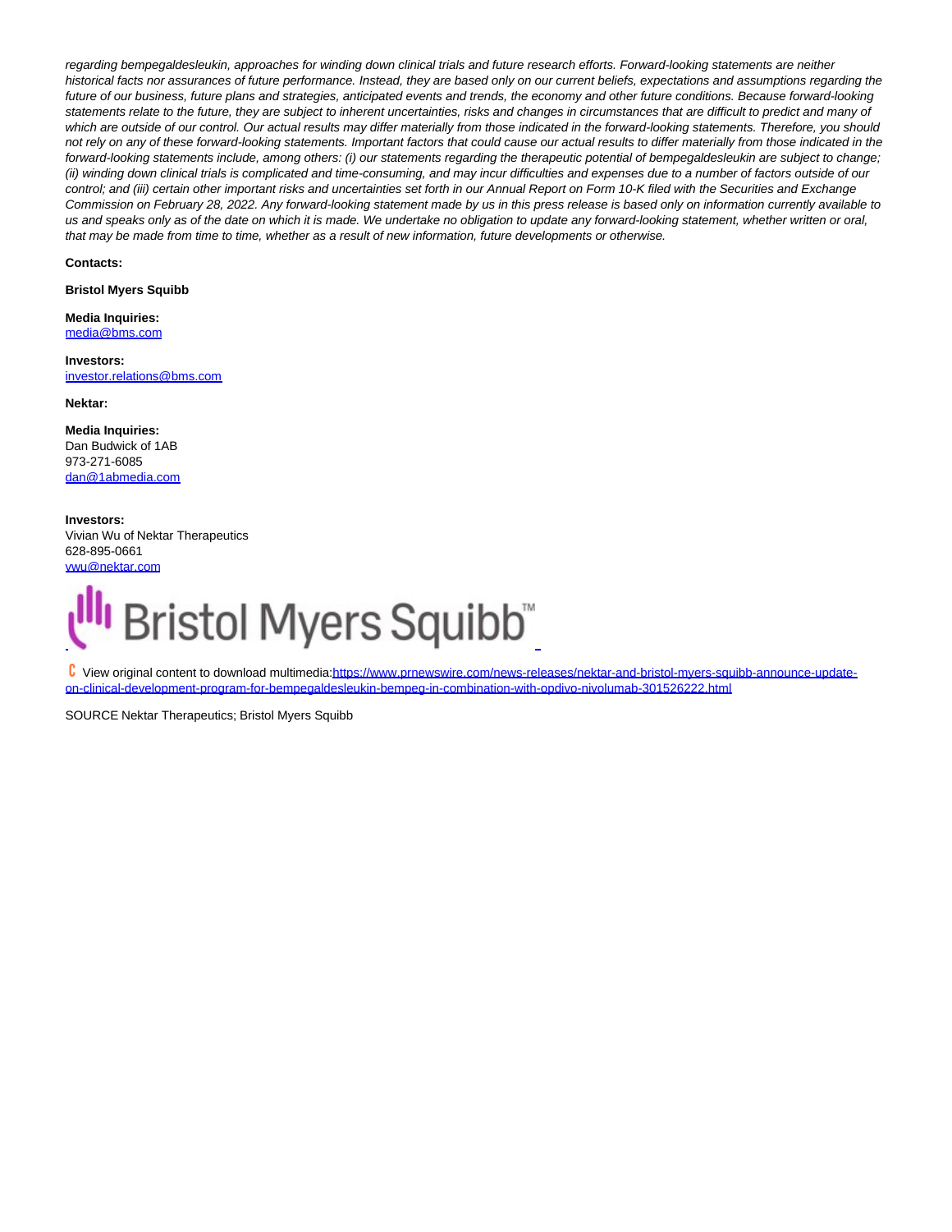*regarding bempegaldesleukin, approaches for winding down clinical trials and future research efforts. Forward-looking statements are neither historical facts nor assurances of future performance. Instead, they are based only on our current beliefs, expectations and assumptions regarding the future of our business, future plans and strategies, anticipated events and trends, the economy and other future conditions. Because forward-looking statements relate to the future, they are subject to inherent uncertainties, risks and changes in circumstances that are difficult to predict and many of which are outside of our control. Our actual results may differ materially from those indicated in the forward-looking statements. Therefore, you should not rely on any of these forward-looking statements. Important factors that could cause our actual results to differ materially from those indicated in the forward-looking statements include, among others: (i) our statements regarding the therapeutic potential of bempegaldesleukin are subject to change; (ii) winding down clinical trials is complicated and time-consuming, and may incur difficulties and expenses due to a number of factors outside of our control; and (iii) certain other important risks and uncertainties set forth in our Annual Report on Form 10-K filed with the Securities and Exchange Commission on February 28, 2022. Any forward-looking statement made by us in this press release is based only on information currently available to us and speaks only as of the date on which it is made. We undertake no obligation to update any forward-looking statement, whether written or oral, that may be made from time to time, whether as a result of new information, future developments or otherwise.*

**Contacts:**

**Bristol Myers Squibb**

**Media Inquiries:**
media@bms.com

**Investors:**
investor.relations@bms.com

**Nektar:**

**Media Inquiries:**
Dan Budwick of 1AB
973-271-6085
dan@1abmedia.com

**Investors:**
Vivian Wu of Nektar Therapeutics
628-895-0661
vwu@nektar.com

Bristol Myers Squibb™

View original content to download multimedia:https://www.prnewswire.com/news-releases/nektar-and-bristol-myers-squibb-announce-update-on-clinical-development-program-for-bempegaldesleukin-bempeg-in-combination-with-opdivo-nivolumab-301526222.html

SOURCE Nektar Therapeutics; Bristol Myers Squibb